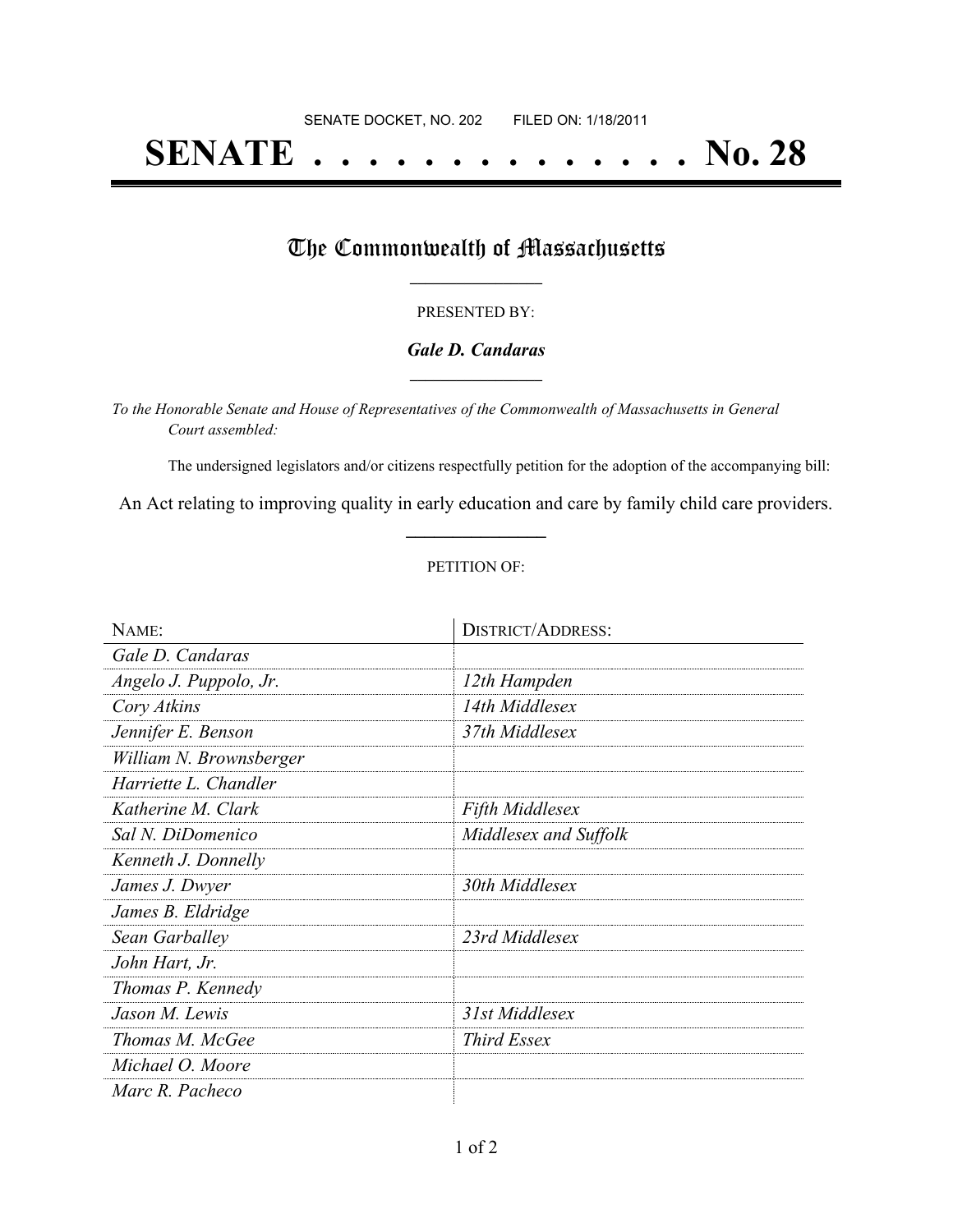SENATE DOCKET, NO. 202        FILED ON: 1/18/2011

# SENATE . . . . . . . . . . . . . . . No. 28

## The Commonwealth of Massachusetts

PRESENTED BY:

***Gale D. Candaras***

*To the Honorable Senate and House of Representatives of the Commonwealth of Massachusetts in General Court assembled:*

The undersigned legislators and/or citizens respectfully petition for the adoption of the accompanying bill:

An Act relating to improving quality in early education and care by family child care providers.

PETITION OF:

| NAME: | DISTRICT/ADDRESS: |
| --- | --- |
| *Gale D. Candaras* | |
| *Angelo J. Puppolo, Jr.* | *12th Hampden* |
| *Cory Atkins* | *14th Middlesex* |
| *Jennifer E. Benson* | *37th Middlesex* |
| *William N. Brownsberger* | |
| *Harriette L. Chandler* | |
| *Katherine M. Clark* | *Fifth Middlesex* |
| *Sal N. DiDomenico* | *Middlesex and Suffolk* |
| *Kenneth J. Donnelly* | |
| *James J. Dwyer* | *30th Middlesex* |
| *James B. Eldridge* | |
| *Sean Garballey* | *23rd Middlesex* |
| *John Hart, Jr.* | |
| *Thomas P. Kennedy* | |
| *Jason M. Lewis* | *31st Middlesex* |
| *Thomas M. McGee* | *Third Essex* |
| *Michael O. Moore* | |
| *Marc R. Pacheco* | |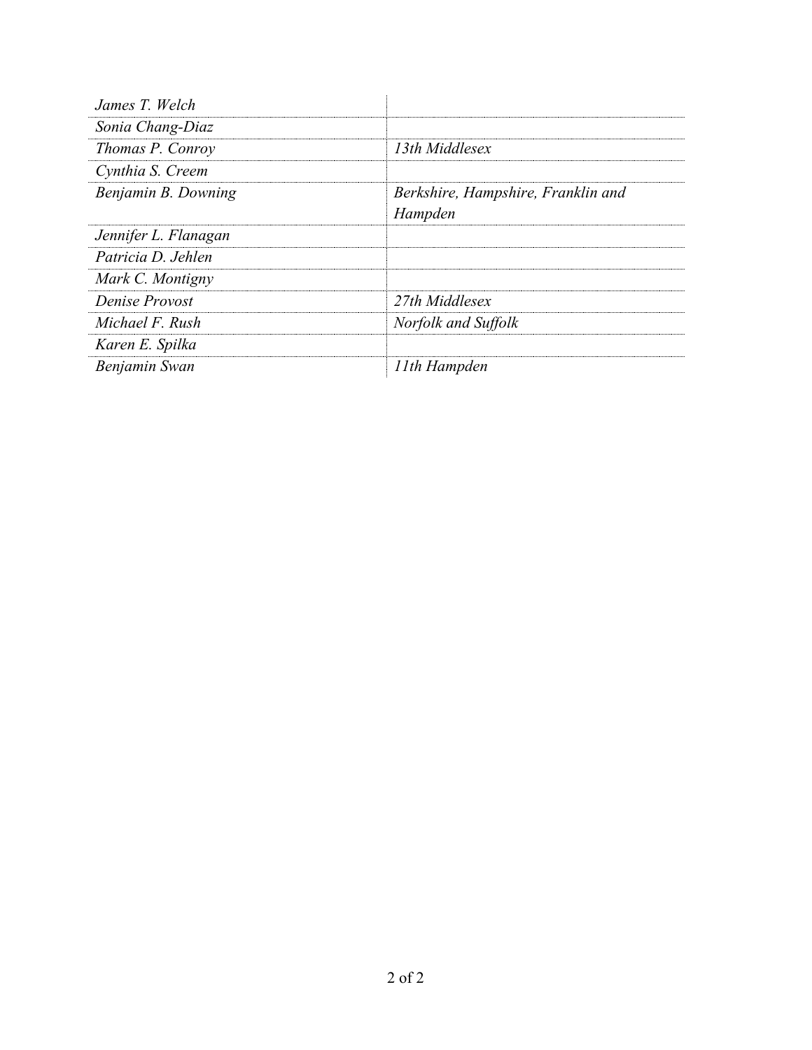| | |
|---|---|
| *James T. Welch* | |
| *Sonia Chang-Diaz* | |
| *Thomas P. Conroy* | *13th Middlesex* |
| *Cynthia S. Creem* | |
| *Benjamin B. Downing* | *Berkshire, Hampshire, Franklin and Hampden* |
| *Jennifer L. Flanagan* | |
| *Patricia D. Jehlen* | |
| *Mark C. Montigny* | |
| *Denise Provost* | *27th Middlesex* |
| *Michael F. Rush* | *Norfolk and Suffolk* |
| *Karen E. Spilka* | |
| *Benjamin Swan* | *11th Hampden* |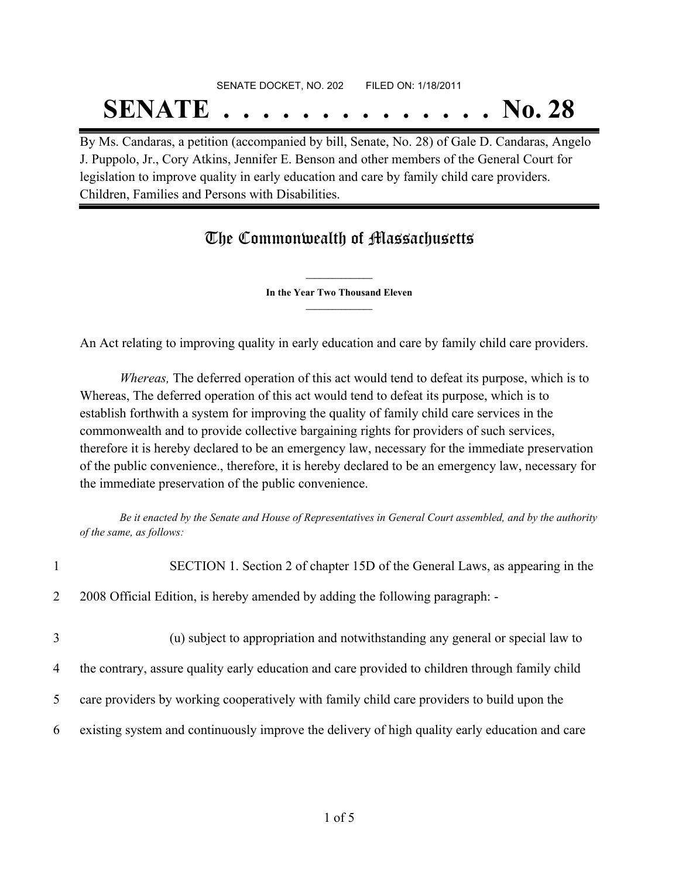SENATE DOCKET, NO. 202        FILED ON: 1/18/2011

# SENATE . . . . . . . . . . . . . . No. 28

By Ms. Candaras, a petition (accompanied by bill, Senate, No. 28) of Gale D. Candaras, Angelo J. Puppolo, Jr., Cory Atkins, Jennifer E. Benson and other members of the General Court for legislation to improve quality in early education and care by family child care providers. Children, Families and Persons with Disabilities.

## The Commonwealth of Massachusetts

**In the Year Two Thousand Eleven**

An Act relating to improving quality in early education and care by family child care providers.

*Whereas,* The deferred operation of this act would tend to defeat its purpose, which is to Whereas, The deferred operation of this act would tend to defeat its purpose, which is to establish forthwith a system for improving the quality of family child care services in the commonwealth and to provide collective bargaining rights for providers of such services, therefore it is hereby declared to be an emergency law, necessary for the immediate preservation of the public convenience., therefore, it is hereby declared to be an emergency law, necessary for the immediate preservation of the public convenience.

*Be it enacted by the Senate and House of Representatives in General Court assembled, and by the authority of the same, as follows:*

1 SECTION 1. Section 2 of chapter 15D of the General Laws, as appearing in the
2 2008 Official Edition, is hereby amended by adding the following paragraph: -

3 (u) subject to appropriation and notwithstanding any general or special law to
4 the contrary, assure quality early education and care provided to children through family child
5 care providers by working cooperatively with family child care providers to build upon the
6 existing system and continuously improve the delivery of high quality early education and care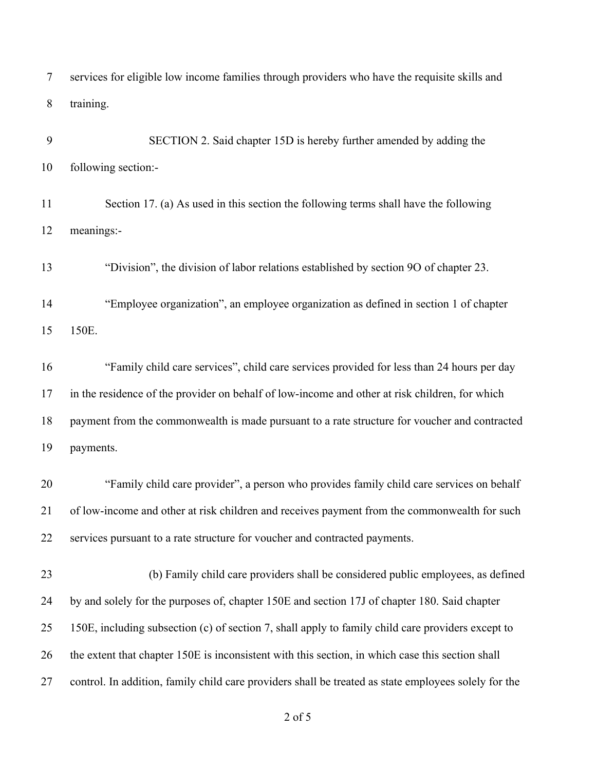services for eligible low income families through providers who have the requisite skills and training.

SECTION 2. Said chapter 15D is hereby further amended by adding the following section:-

Section 17. (a) As used in this section the following terms shall have the following meanings:-

"Division", the division of labor relations established by section 9O of chapter 23.

"Employee organization", an employee organization as defined in section 1 of chapter 150E.

"Family child care services", child care services provided for less than 24 hours per day in the residence of the provider on behalf of low-income and other at risk children, for which payment from the commonwealth is made pursuant to a rate structure for voucher and contracted payments.

"Family child care provider", a person who provides family child care services on behalf of low-income and other at risk children and receives payment from the commonwealth for such services pursuant to a rate structure for voucher and contracted payments.

(b) Family child care providers shall be considered public employees, as defined by and solely for the purposes of, chapter 150E and section 17J of chapter 180. Said chapter 150E, including subsection (c) of section 7, shall apply to family child care providers except to the extent that chapter 150E is inconsistent with this section, in which case this section shall control. In addition, family child care providers shall be treated as state employees solely for the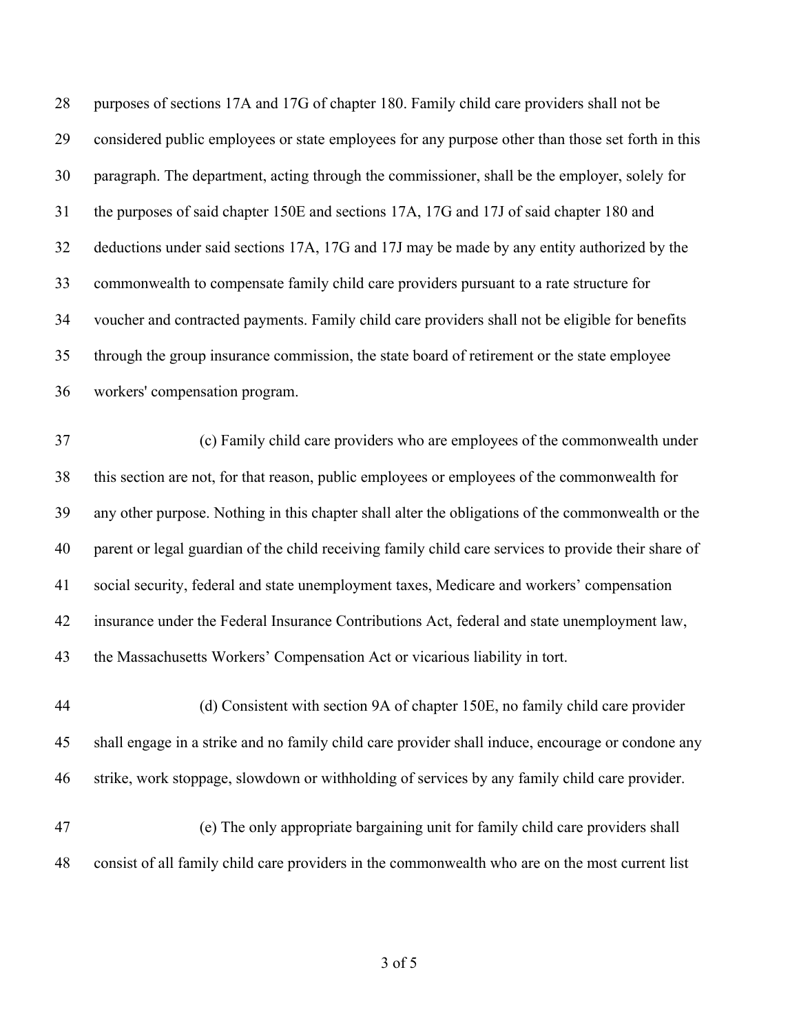purposes of sections 17A and 17G of chapter 180. Family child care providers shall not be considered public employees or state employees for any purpose other than those set forth in this paragraph. The department, acting through the commissioner, shall be the employer, solely for the purposes of said chapter 150E and sections 17A, 17G and 17J of said chapter 180 and deductions under said sections 17A, 17G and 17J may be made by any entity authorized by the commonwealth to compensate family child care providers pursuant to a rate structure for voucher and contracted payments. Family child care providers shall not be eligible for benefits through the group insurance commission, the state board of retirement or the state employee workers' compensation program.

(c) Family child care providers who are employees of the commonwealth under this section are not, for that reason, public employees or employees of the commonwealth for any other purpose. Nothing in this chapter shall alter the obligations of the commonwealth or the parent or legal guardian of the child receiving family child care services to provide their share of social security, federal and state unemployment taxes, Medicare and workers' compensation insurance under the Federal Insurance Contributions Act, federal and state unemployment law, the Massachusetts Workers' Compensation Act or vicarious liability in tort.

(d) Consistent with section 9A of chapter 150E, no family child care provider shall engage in a strike and no family child care provider shall induce, encourage or condone any strike, work stoppage, slowdown or withholding of services by any family child care provider.

(e) The only appropriate bargaining unit for family child care providers shall consist of all family child care providers in the commonwealth who are on the most current list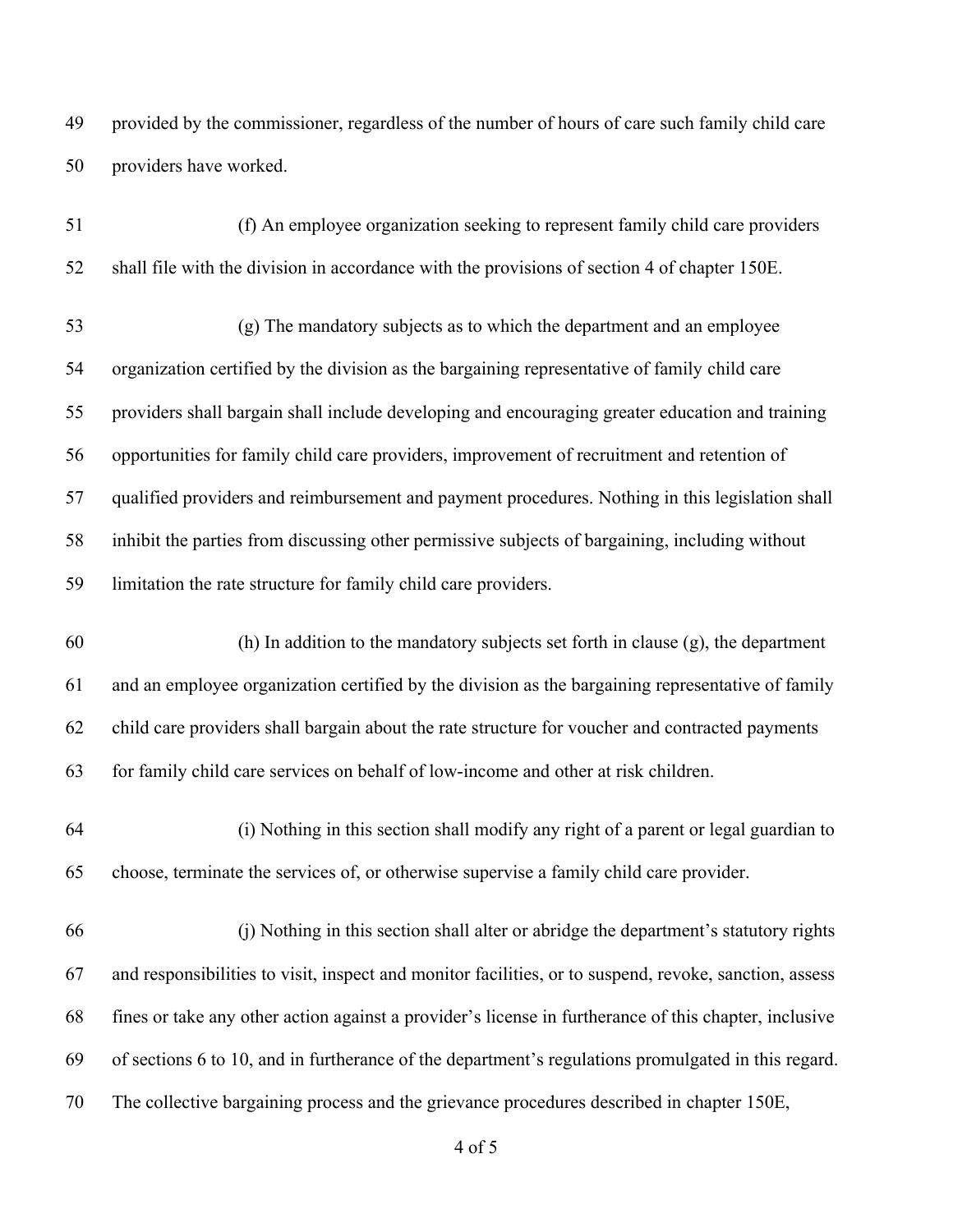provided by the commissioner, regardless of the number of hours of care such family child care providers have worked.

(f) An employee organization seeking to represent family child care providers shall file with the division in accordance with the provisions of section 4 of chapter 150E.

(g) The mandatory subjects as to which the department and an employee organization certified by the division as the bargaining representative of family child care providers shall bargain shall include developing and encouraging greater education and training opportunities for family child care providers, improvement of recruitment and retention of qualified providers and reimbursement and payment procedures. Nothing in this legislation shall inhibit the parties from discussing other permissive subjects of bargaining, including without limitation the rate structure for family child care providers.

(h) In addition to the mandatory subjects set forth in clause (g), the department and an employee organization certified by the division as the bargaining representative of family child care providers shall bargain about the rate structure for voucher and contracted payments for family child care services on behalf of low-income and other at risk children.

(i) Nothing in this section shall modify any right of a parent or legal guardian to choose, terminate the services of, or otherwise supervise a family child care provider.

(j) Nothing in this section shall alter or abridge the department's statutory rights and responsibilities to visit, inspect and monitor facilities, or to suspend, revoke, sanction, assess fines or take any other action against a provider's license in furtherance of this chapter, inclusive of sections 6 to 10, and in furtherance of the department's regulations promulgated in this regard. The collective bargaining process and the grievance procedures described in chapter 150E,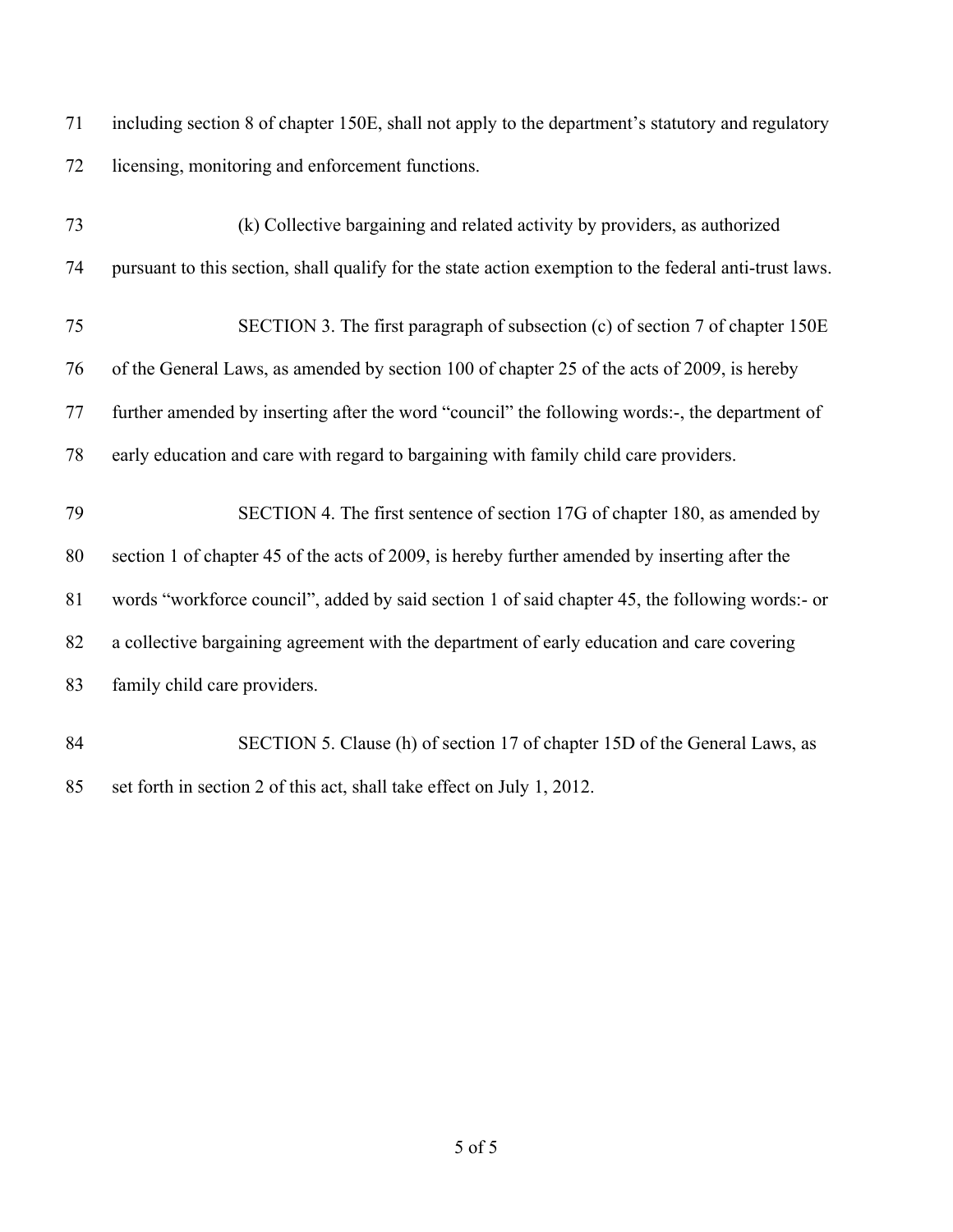including section 8 of chapter 150E, shall not apply to the department's statutory and regulatory licensing, monitoring and enforcement functions.

(k) Collective bargaining and related activity by providers, as authorized pursuant to this section, shall qualify for the state action exemption to the federal anti-trust laws.

SECTION 3. The first paragraph of subsection (c) of section 7 of chapter 150E of the General Laws, as amended by section 100 of chapter 25 of the acts of 2009, is hereby further amended by inserting after the word "council" the following words:-, the department of early education and care with regard to bargaining with family child care providers.

SECTION 4. The first sentence of section 17G of chapter 180, as amended by section 1 of chapter 45 of the acts of 2009, is hereby further amended by inserting after the words "workforce council", added by said section 1 of said chapter 45, the following words:- or a collective bargaining agreement with the department of early education and care covering family child care providers.

SECTION 5. Clause (h) of section 17 of chapter 15D of the General Laws, as set forth in section 2 of this act, shall take effect on July 1, 2012.